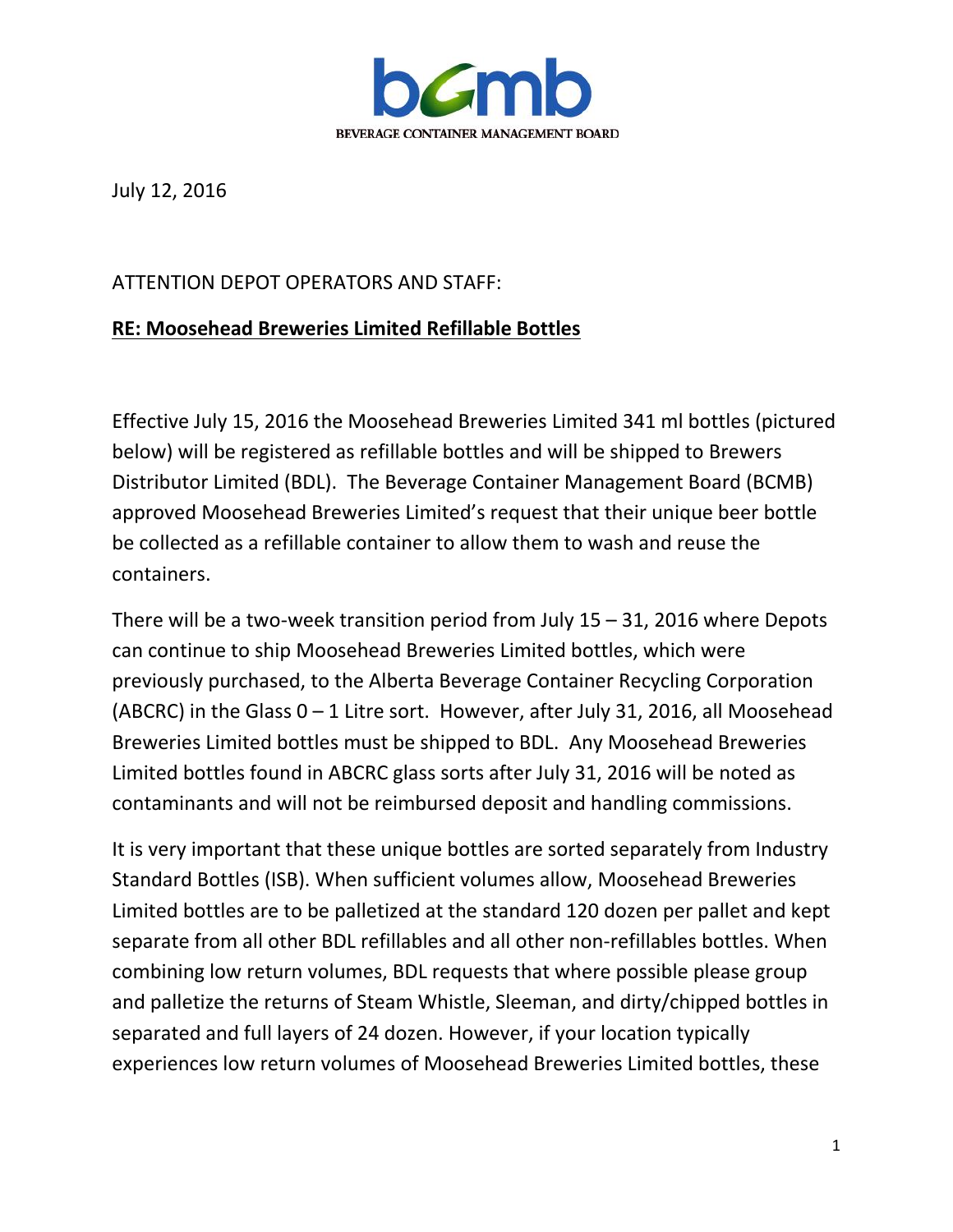BEVERAGE CONTAINER MANAGEMENT BOARD

July 12, 2016

ATTENTION DEPOT OPERATORS AND STAFF:

**RE: Moosehead Breweries Limited Refillable Bottles**

Effective July 15, 2016 the Moosehead Breweries Limited 341 ml bottles (pictured below) will be registered as refillable bottles and will be shipped to Brewers Distributor Limited (BDL). The Beverage Container Management Board (BCMB) approved Moosehead Breweries Limited's request that their unique beer bottle be collected as a refillable container to allow them to wash and reuse the containers.

There will be a two-week transition period from July 15 – 31, 2016 where Depots can continue to ship Moosehead Breweries Limited bottles, which were previously purchased, to the Alberta Beverage Container Recycling Corporation (ABCRC) in the Glass 0 – 1 Litre sort. However, after July 31, 2016, all Moosehead Breweries Limited bottles must be shipped to BDL. Any Moosehead Breweries Limited bottles found in ABCRC glass sorts after July 31, 2016 will be noted as contaminants and will not be reimbursed deposit and handling commissions.

It is very important that these unique bottles are sorted separately from Industry Standard Bottles (ISB). When sufficient volumes allow, Moosehead Breweries Limited bottles are to be palletized at the standard 120 dozen per pallet and kept separate from all other BDL refillables and all other non-refillables bottles. When combining low return volumes, BDL requests that where possible please group and palletize the returns of Steam Whistle, Sleeman, and dirty/chipped bottles in separated and full layers of 24 dozen. However, if your location typically experiences low return volumes of Moosehead Breweries Limited bottles, these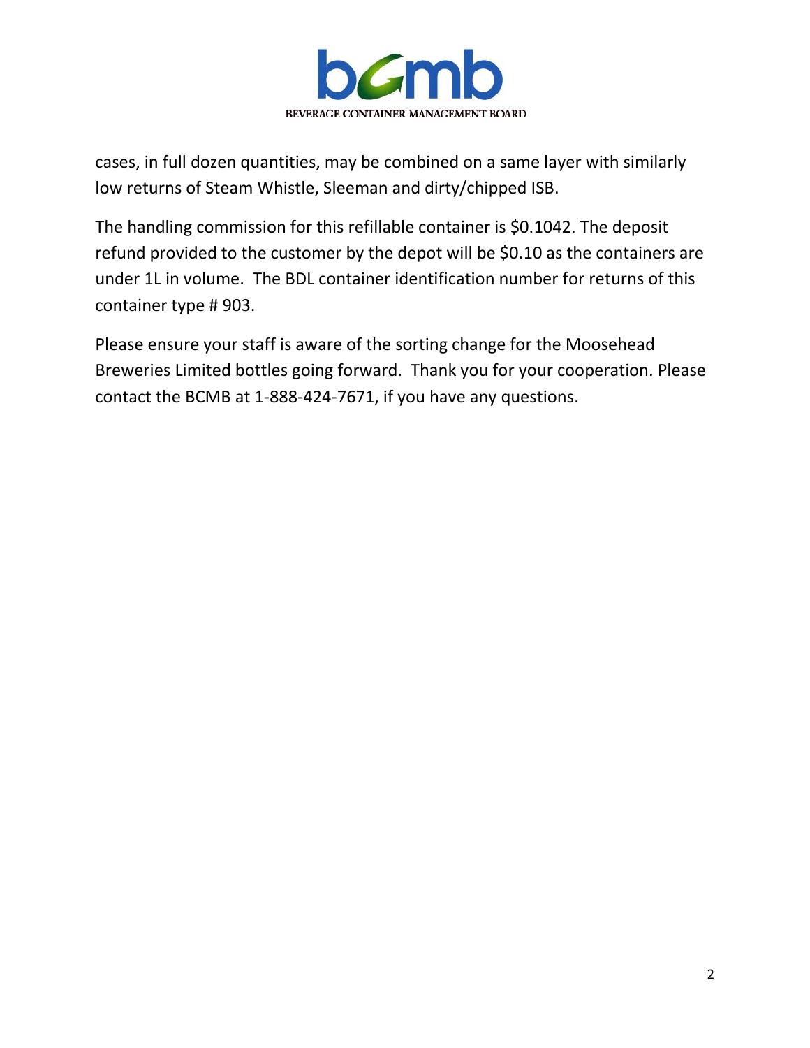cases, in full dozen quantities, may be combined on a same layer with similarly low returns of Steam Whistle, Sleeman and dirty/chipped ISB.

The handling commission for this refillable container is $0.1042. The deposit refund provided to the customer by the depot will be $0.10 as the containers are under 1L in volume. The BDL container identification number for returns of this container type # 903.

Please ensure your staff is aware of the sorting change for the Moosehead Breweries Limited bottles going forward. Thank you for your cooperation. Please contact the BCMB at 1-888-424-7671, if you have any questions.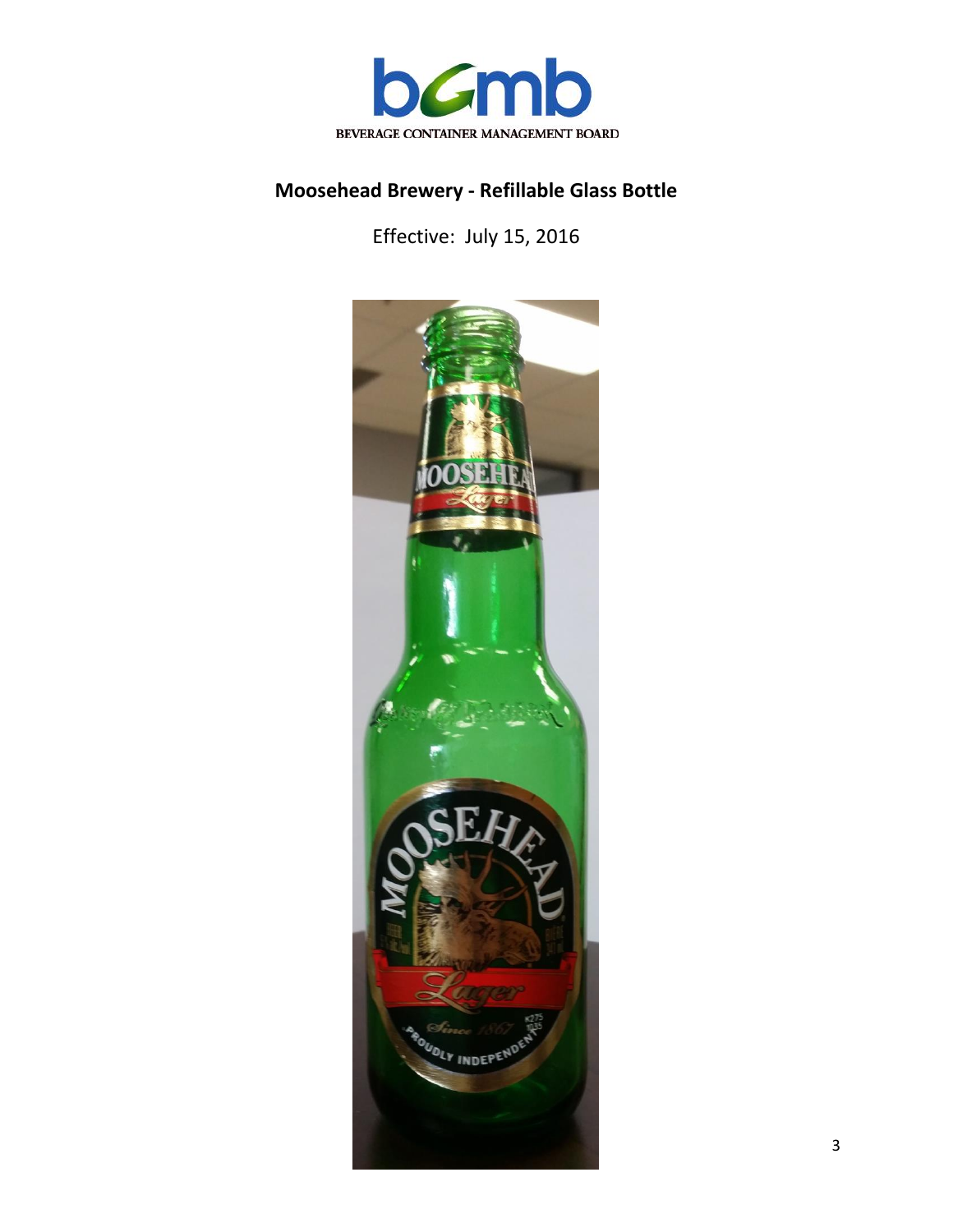**BEVERAGE CONTAINER MANAGEMENT BOARD**

## Moosehead Brewery - Refillable Glass Bottle

Effective: July 15, 2016